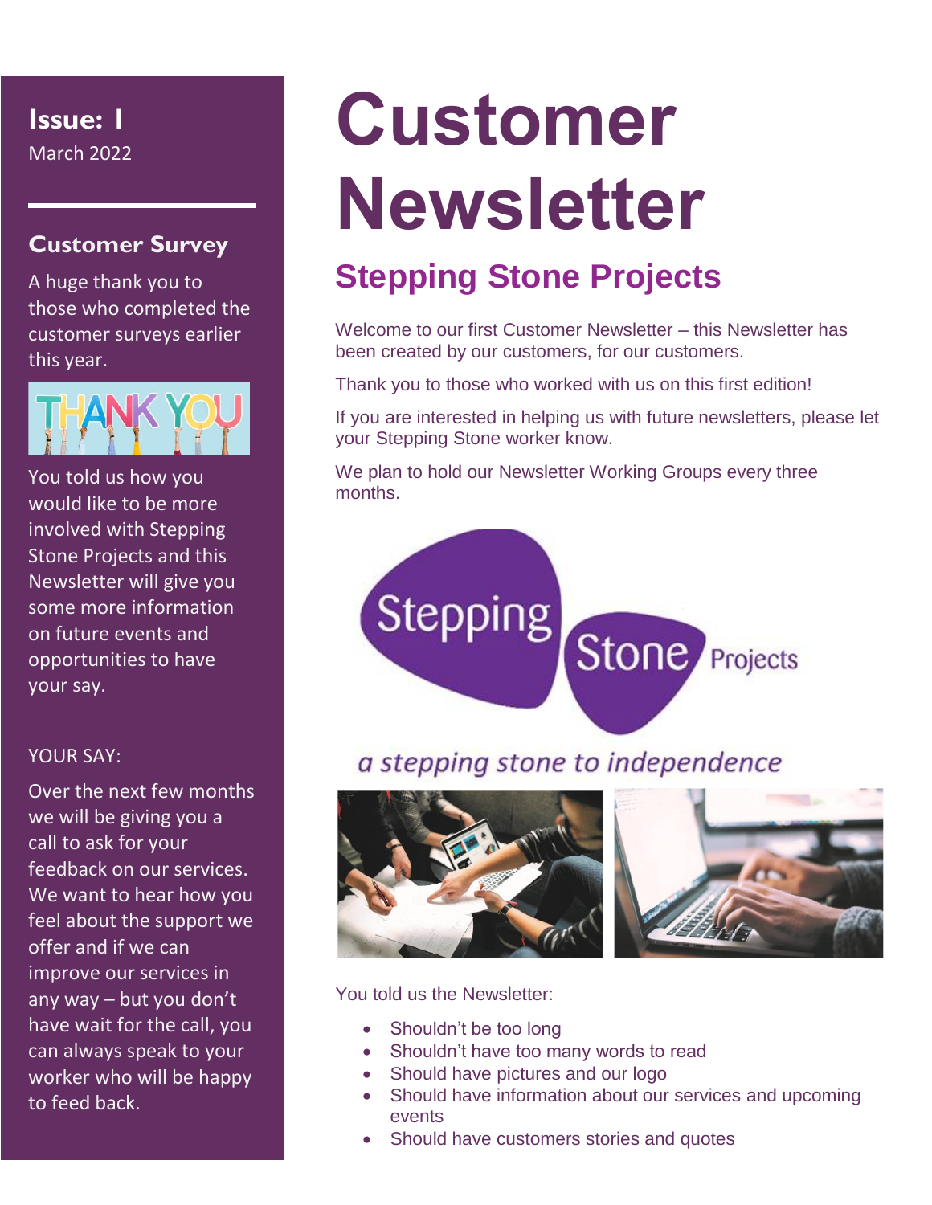# Customer Newsletter

## Stepping Stone Projects

Welcome to our first Customer Newsletter – this Newsletter has been created by our customers, for our customers.

Thank you to those who worked with us on this first edition!

If you are interested in helping us with future newsletters, please let your Stepping Stone worker know.

We plan to hold our Newsletter Working Groups every three months.

*a stepping stone to independence*

You told us the Newsletter:

- Shouldn't be too long
- Shouldn't have too many words to read
- Should have pictures and our logo
- Should have information about our services and upcoming events
- Should have customers stories and quotes

**Issue: 1**
March 2022

### Customer Survey

A huge thank you to those who completed the customer surveys earlier this year.

You told us how you would like to be more involved with Stepping Stone Projects and this Newsletter will give you some more information on future events and opportunities to have your say.

YOUR SAY:

Over the next few months we will be giving you a call to ask for your feedback on our services. We want to hear how you feel about the support we offer and if we can improve our services in any way – but you don't have wait for the call, you can always speak to your worker who will be happy to feed back.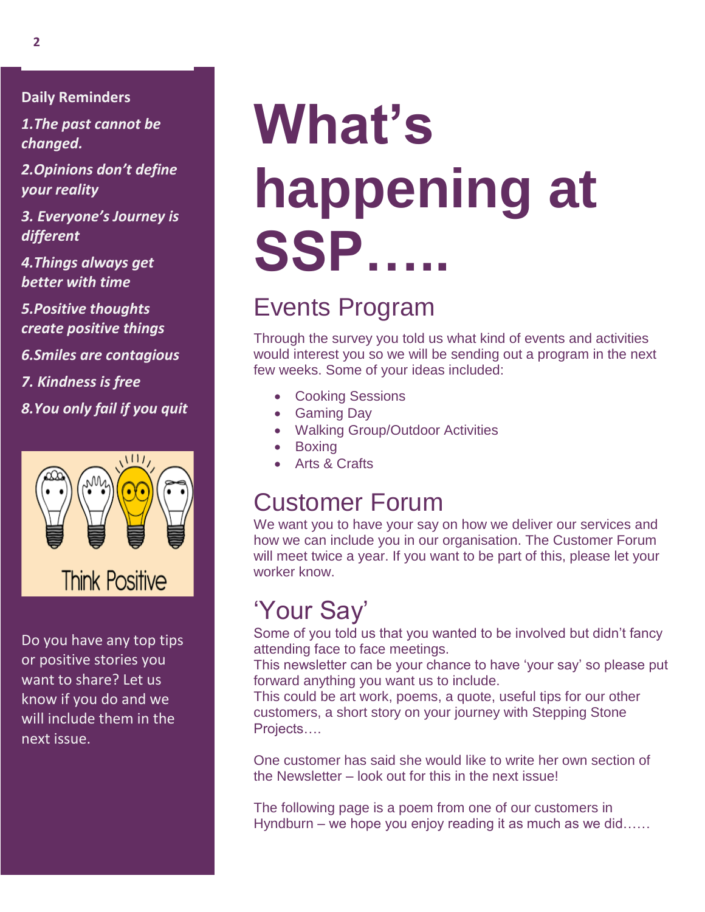**Daily Reminders**

*1.The past cannot be changed.*

*2.Opinions don't define your reality*

*3. Everyone's Journey is different*

*4.Things always get better with time*

*5.Positive thoughts create positive things*

*6.Smiles are contagious*

*7. Kindness is free*

*8.You only fail if you quit*

Think Positive

Do you have any top tips or positive stories you want to share? Let us know if you do and we will include them in the next issue.

# What's happening at SSP…..

## Events Program

Through the survey you told us what kind of events and activities would interest you so we will be sending out a program in the next few weeks. Some of your ideas included:

- Cooking Sessions
- Gaming Day
- Walking Group/Outdoor Activities
- Boxing
- Arts & Crafts

## Customer Forum

We want you to have your say on how we deliver our services and how we can include you in our organisation. The Customer Forum will meet twice a year. If you want to be part of this, please let your worker know.

## 'Your Say'

Some of you told us that you wanted to be involved but didn't fancy attending face to face meetings.
This newsletter can be your chance to have 'your say' so please put forward anything you want us to include.
This could be art work, poems, a quote, useful tips for our other customers, a short story on your journey with Stepping Stone Projects….

One customer has said she would like to write her own section of the Newsletter – look out for this in the next issue!

The following page is a poem from one of our customers in Hyndburn – we hope you enjoy reading it as much as we did……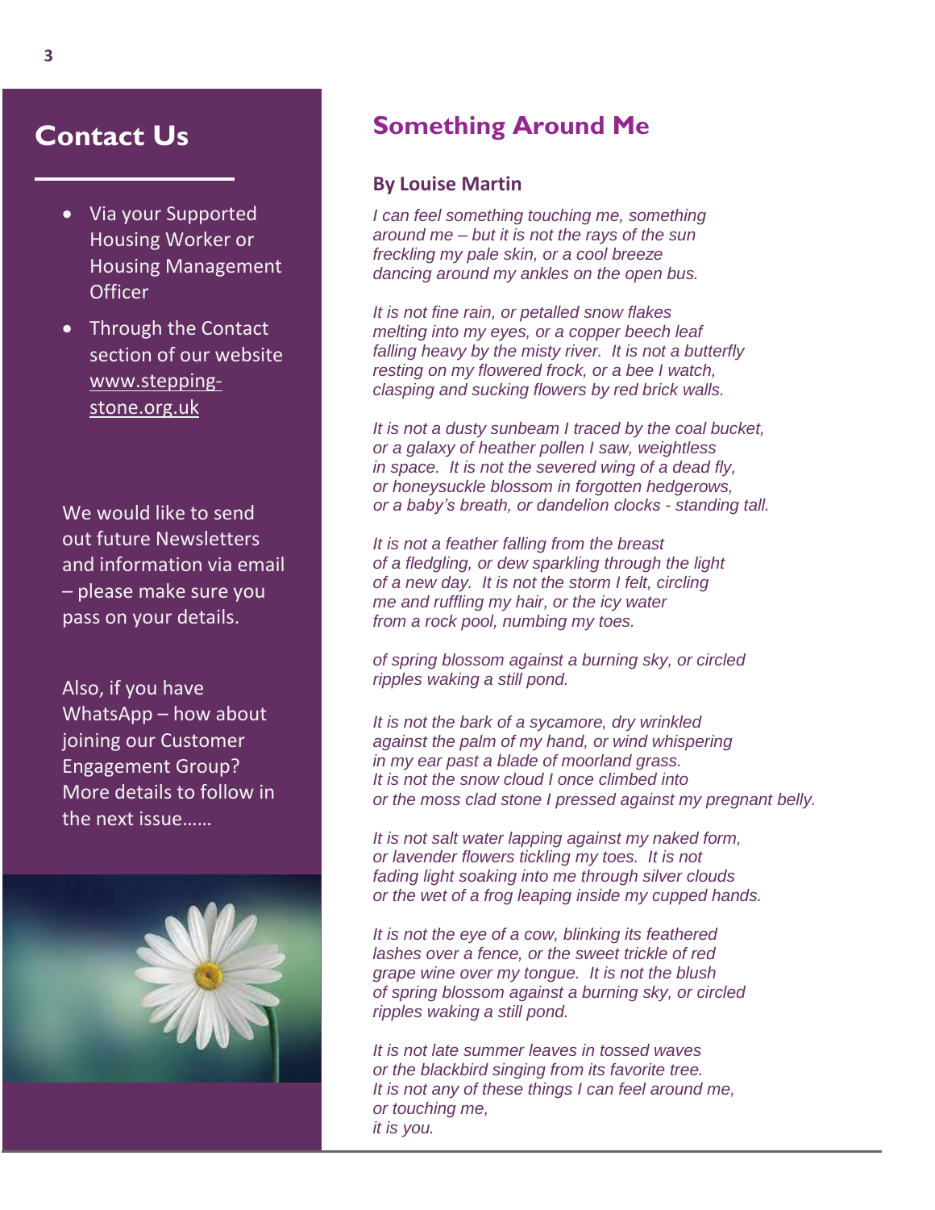## Contact Us

- Via your Supported Housing Worker or Housing Management Officer
- Through the Contact section of our website www.stepping-stone.org.uk

We would like to send out future Newsletters and information via email – please make sure you pass on your details.

Also, if you have WhatsApp – how about joining our Customer Engagement Group? More details to follow in the next issue……

## Something Around Me

### By Louise Martin

*I can feel something touching me, something*
*around me – but it is not the rays of the sun*
*freckling my pale skin, or a cool breeze*
*dancing around my ankles on the open bus.*

*It is not fine rain, or petalled snow flakes*
*melting into my eyes, or a copper beech leaf*
*falling heavy by the misty river. It is not a butterfly*
*resting on my flowered frock, or a bee I watch,*
*clasping and sucking flowers by red brick walls.*

*It is not a dusty sunbeam I traced by the coal bucket,*
*or a galaxy of heather pollen I saw, weightless*
*in space. It is not the severed wing of a dead fly,*
*or honeysuckle blossom in forgotten hedgerows,*
*or a baby's breath, or dandelion clocks - standing tall.*

*It is not a feather falling from the breast*
*of a fledgling, or dew sparkling through the light*
*of a new day. It is not the storm I felt, circling*
*me and ruffling my hair, or the icy water*
*from a rock pool, numbing my toes.*

*of spring blossom against a burning sky, or circled*
*ripples waking a still pond.*

*It is not the bark of a sycamore, dry wrinkled*
*against the palm of my hand, or wind whispering*
*in my ear past a blade of moorland grass.*
*It is not the snow cloud I once climbed into*
*or the moss clad stone I pressed against my pregnant belly.*

*It is not salt water lapping against my naked form,*
*or lavender flowers tickling my toes. It is not*
*fading light soaking into me through silver clouds*
*or the wet of a frog leaping inside my cupped hands.*

*It is not the eye of a cow, blinking its feathered*
*lashes over a fence, or the sweet trickle of red*
*grape wine over my tongue. It is not the blush*
*of spring blossom against a burning sky, or circled*
*ripples waking a still pond.*

*It is not late summer leaves in tossed waves*
*or the blackbird singing from its favorite tree.*
*It is not any of these things I can feel around me,*
*or touching me,*
*it is you.*